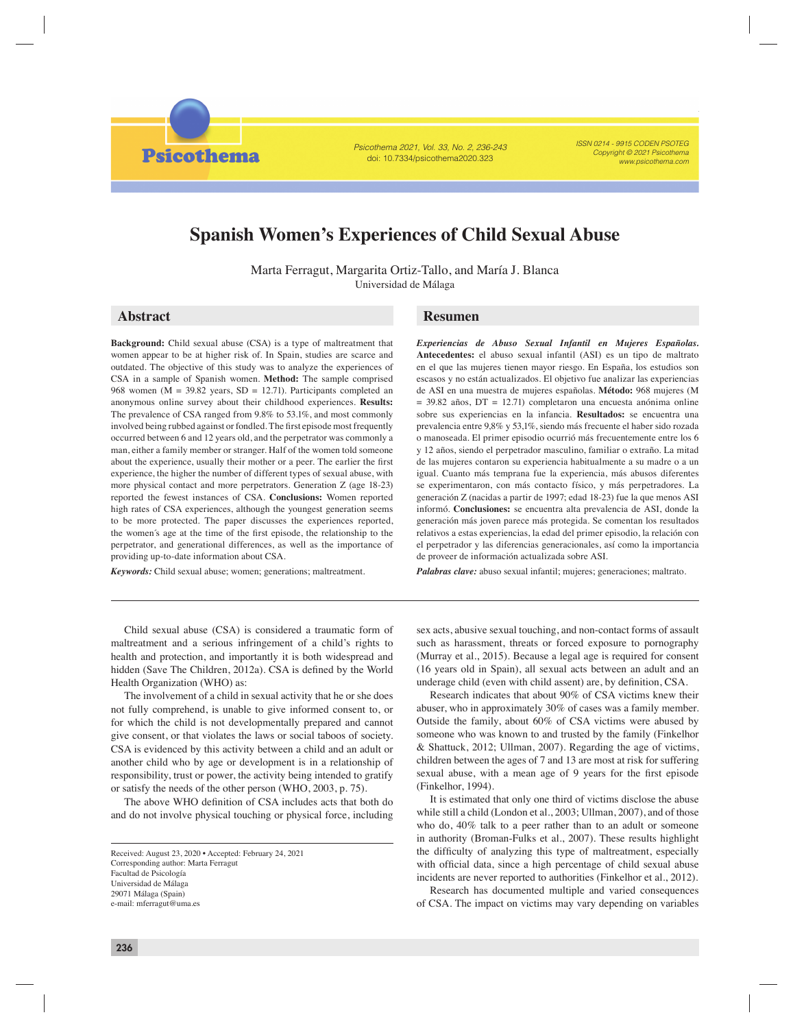# Spanish Women's Experiences of Child Sexual Abuse

Marta Ferragut, Margarita Ortiz-Tallo, and María J. Blanca
Universidad de Málaga

## Abstract

**Background:** Child sexual abuse (CSA) is a type of maltreatment that women appear to be at higher risk of. In Spain, studies are scarce and outdated. The objective of this study was to analyze the experiences of CSA in a sample of Spanish women. **Method:** The sample comprised 968 women (M = 39.82 years, SD = 12.71). Participants completed an anonymous online survey about their childhood experiences. **Results:** The prevalence of CSA ranged from 9.8% to 53.1%, and most commonly involved being rubbed against or fondled. The first episode most frequently occurred between 6 and 12 years old, and the perpetrator was commonly a man, either a family member or stranger. Half of the women told someone about the experience, usually their mother or a peer. The earlier the first experience, the higher the number of different types of sexual abuse, with more physical contact and more perpetrators. Generation Z (age 18-23) reported the fewest instances of CSA. **Conclusions:** Women reported high rates of CSA experiences, although the youngest generation seems to be more protected. The paper discusses the experiences reported, the women´s age at the time of the first episode, the relationship to the perpetrator, and generational differences, as well as the importance of providing up-to-date information about CSA.

***Keywords:*** Child sexual abuse; women; generations; maltreatment.

## Resumen

***Experiencias de Abuso Sexual Infantil en Mujeres Españolas.*** **Antecedentes:** el abuso sexual infantil (ASI) es un tipo de maltrato en el que las mujeres tienen mayor riesgo. En España, los estudios son escasos y no están actualizados. El objetivo fue analizar las experiencias de ASI en una muestra de mujeres españolas. **Método:** 968 mujeres (M = 39.82 años, DT = 12.71) completaron una encuesta anónima online sobre sus experiencias en la infancia. **Resultados:** se encuentra una prevalencia entre 9,8% y 53,1%, siendo más frecuente el haber sido rozada o manoseada. El primer episodio ocurrió más frecuentemente entre los 6 y 12 años, siendo el perpetrador masculino, familiar o extraño. La mitad de las mujeres contaron su experiencia habitualmente a su madre o a un igual. Cuanto más temprana fue la experiencia, más abusos diferentes se experimentaron, con más contacto físico, y más perpetradores. La generación Z (nacidas a partir de 1997; edad 18-23) fue la que menos ASI informó. **Conclusiones:** se encuentra alta prevalencia de ASI, donde la generación más joven parece más protegida. Se comentan los resultados relativos a estas experiencias, la edad del primer episodio, la relación con el perpetrador y las diferencias generacionales, así como la importancia de proveer de información actualizada sobre ASI.

***Palabras clave:*** abuso sexual infantil; mujeres; generaciones; maltrato.

---

Child sexual abuse (CSA) is considered a traumatic form of maltreatment and a serious infringement of a child's rights to health and protection, and importantly it is both widespread and hidden (Save The Children, 2012a). CSA is defined by the World Health Organization (WHO) as:

The involvement of a child in sexual activity that he or she does not fully comprehend, is unable to give informed consent to, or for which the child is not developmentally prepared and cannot give consent, or that violates the laws or social taboos of society. CSA is evidenced by this activity between a child and an adult or another child who by age or development is in a relationship of responsibility, trust or power, the activity being intended to gratify or satisfy the needs of the other person (WHO, 2003, p. 75).

The above WHO definition of CSA includes acts that both do and do not involve physical touching or physical force, including sex acts, abusive sexual touching, and non-contact forms of assault such as harassment, threats or forced exposure to pornography (Murray et al., 2015). Because a legal age is required for consent (16 years old in Spain), all sexual acts between an adult and an underage child (even with child assent) are, by definition, CSA.

Research indicates that about 90% of CSA victims knew their abuser, who in approximately 30% of cases was a family member. Outside the family, about 60% of CSA victims were abused by someone who was known to and trusted by the family (Finkelhor & Shattuck, 2012; Ullman, 2007). Regarding the age of victims, children between the ages of 7 and 13 are most at risk for suffering sexual abuse, with a mean age of 9 years for the first episode (Finkelhor, 1994).

It is estimated that only one third of victims disclose the abuse while still a child (London et al., 2003; Ullman, 2007), and of those who do, 40% talk to a peer rather than to an adult or someone in authority (Broman-Fulks et al., 2007). These results highlight the difficulty of analyzing this type of maltreatment, especially with official data, since a high percentage of child sexual abuse incidents are never reported to authorities (Finkelhor et al., 2012).

Research has documented multiple and varied consequences of CSA. The impact on victims may vary depending on variables

---

Received: August 23, 2020 • Accepted: February 24, 2021
Corresponding author: Marta Ferragut
Facultad de Psicología
Universidad de Málaga
29071 Málaga (Spain)
e-mail: mferragut@uma.es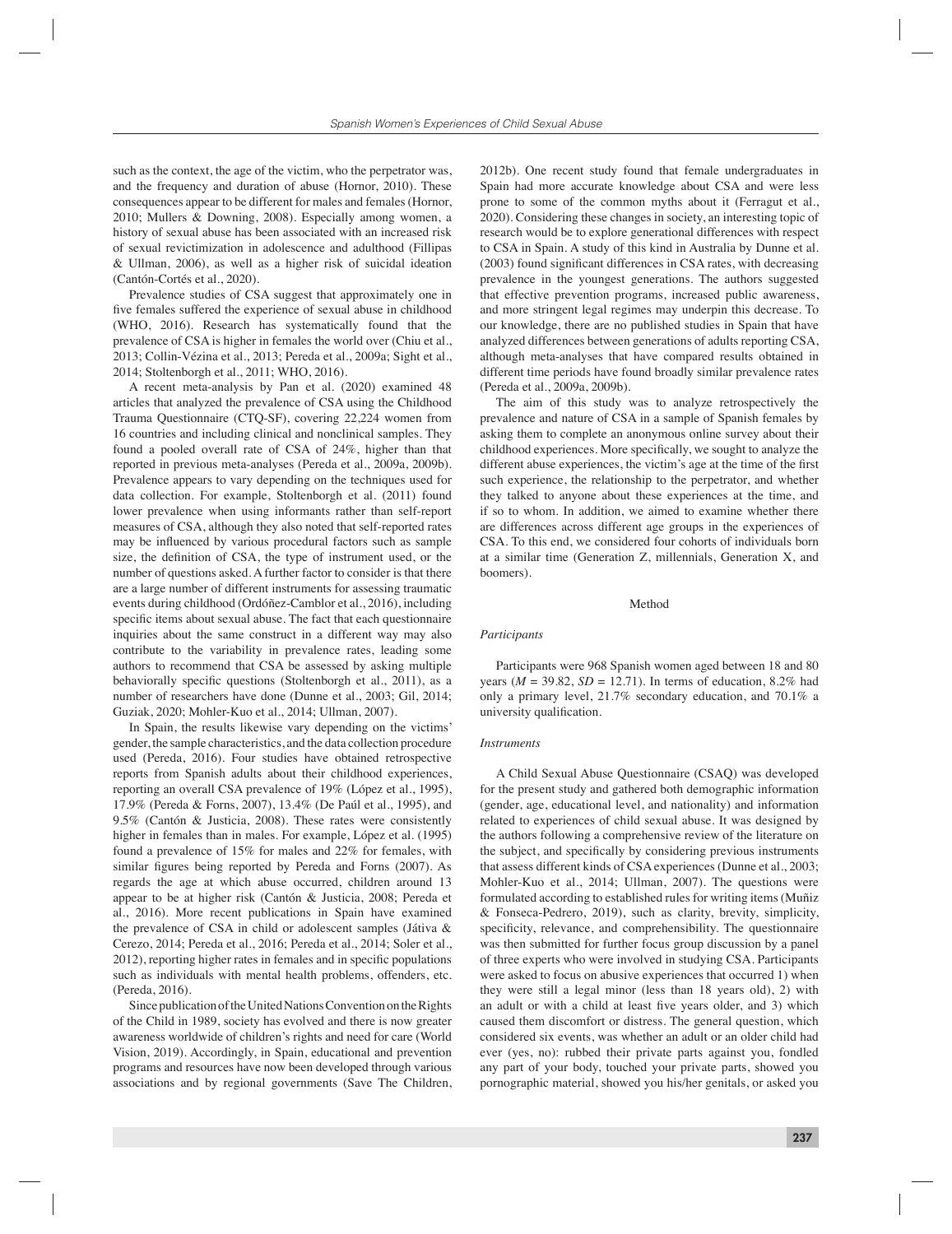such as the context, the age of the victim, who the perpetrator was, and the frequency and duration of abuse (Hornor, 2010). These consequences appear to be different for males and females (Hornor, 2010; Mullers & Downing, 2008). Especially among women, a history of sexual abuse has been associated with an increased risk of sexual revictimization in adolescence and adulthood (Fillipas & Ullman, 2006), as well as a higher risk of suicidal ideation (Cantón-Cortés et al., 2020).

Prevalence studies of CSA suggest that approximately one in five females suffered the experience of sexual abuse in childhood (WHO, 2016). Research has systematically found that the prevalence of CSA is higher in females the world over (Chiu et al., 2013; Collin-Vézina et al., 2013; Pereda et al., 2009a; Sight et al., 2014; Stoltenborgh et al., 2011; WHO, 2016).

A recent meta-analysis by Pan et al. (2020) examined 48 articles that analyzed the prevalence of CSA using the Childhood Trauma Questionnaire (CTQ-SF), covering 22,224 women from 16 countries and including clinical and nonclinical samples. They found a pooled overall rate of CSA of 24%, higher than that reported in previous meta-analyses (Pereda et al., 2009a, 2009b). Prevalence appears to vary depending on the techniques used for data collection. For example, Stoltenborgh et al. (2011) found lower prevalence when using informants rather than self-report measures of CSA, although they also noted that self-reported rates may be influenced by various procedural factors such as sample size, the definition of CSA, the type of instrument used, or the number of questions asked. A further factor to consider is that there are a large number of different instruments for assessing traumatic events during childhood (Ordóñez-Camblor et al., 2016), including specific items about sexual abuse. The fact that each questionnaire inquiries about the same construct in a different way may also contribute to the variability in prevalence rates, leading some authors to recommend that CSA be assessed by asking multiple behaviorally specific questions (Stoltenborgh et al., 2011), as a number of researchers have done (Dunne et al., 2003; Gil, 2014; Guziak, 2020; Mohler-Kuo et al., 2014; Ullman, 2007).

In Spain, the results likewise vary depending on the victims' gender, the sample characteristics, and the data collection procedure used (Pereda, 2016). Four studies have obtained retrospective reports from Spanish adults about their childhood experiences, reporting an overall CSA prevalence of 19% (López et al., 1995), 17.9% (Pereda & Forns, 2007), 13.4% (De Paúl et al., 1995), and 9.5% (Cantón & Justicia, 2008). These rates were consistently higher in females than in males. For example, López et al. (1995) found a prevalence of 15% for males and 22% for females, with similar figures being reported by Pereda and Forns (2007). As regards the age at which abuse occurred, children around 13 appear to be at higher risk (Cantón & Justicia, 2008; Pereda et al., 2016). More recent publications in Spain have examined the prevalence of CSA in child or adolescent samples (Játiva & Cerezo, 2014; Pereda et al., 2016; Pereda et al., 2014; Soler et al., 2012), reporting higher rates in females and in specific populations such as individuals with mental health problems, offenders, etc. (Pereda, 2016).

Since publication of the United Nations Convention on the Rights of the Child in 1989, society has evolved and there is now greater awareness worldwide of children's rights and need for care (World Vision, 2019). Accordingly, in Spain, educational and prevention programs and resources have now been developed through various associations and by regional governments (Save The Children, 2012b). One recent study found that female undergraduates in Spain had more accurate knowledge about CSA and were less prone to some of the common myths about it (Ferragut et al., 2020). Considering these changes in society, an interesting topic of research would be to explore generational differences with respect to CSA in Spain. A study of this kind in Australia by Dunne et al. (2003) found significant differences in CSA rates, with decreasing prevalence in the youngest generations. The authors suggested that effective prevention programs, increased public awareness, and more stringent legal regimes may underpin this decrease. To our knowledge, there are no published studies in Spain that have analyzed differences between generations of adults reporting CSA, although meta-analyses that have compared results obtained in different time periods have found broadly similar prevalence rates (Pereda et al., 2009a, 2009b).

The aim of this study was to analyze retrospectively the prevalence and nature of CSA in a sample of Spanish females by asking them to complete an anonymous online survey about their childhood experiences. More specifically, we sought to analyze the different abuse experiences, the victim's age at the time of the first such experience, the relationship to the perpetrator, and whether they talked to anyone about these experiences at the time, and if so to whom. In addition, we aimed to examine whether there are differences across different age groups in the experiences of CSA. To this end, we considered four cohorts of individuals born at a similar time (Generation Z, millennials, Generation X, and boomers).

## Method

### *Participants*

Participants were 968 Spanish women aged between 18 and 80 years ($M$ = 39.82, $SD$ = 12.71). In terms of education, 8.2% had only a primary level, 21.7% secondary education, and 70.1% a university qualification.

### *Instruments*

A Child Sexual Abuse Questionnaire (CSAQ) was developed for the present study and gathered both demographic information (gender, age, educational level, and nationality) and information related to experiences of child sexual abuse. It was designed by the authors following a comprehensive review of the literature on the subject, and specifically by considering previous instruments that assess different kinds of CSA experiences (Dunne et al., 2003; Mohler-Kuo et al., 2014; Ullman, 2007). The questions were formulated according to established rules for writing items (Muñiz & Fonseca-Pedrero, 2019), such as clarity, brevity, simplicity, specificity, relevance, and comprehensibility. The questionnaire was then submitted for further focus group discussion by a panel of three experts who were involved in studying CSA. Participants were asked to focus on abusive experiences that occurred 1) when they were still a legal minor (less than 18 years old), 2) with an adult or with a child at least five years older, and 3) which caused them discomfort or distress. The general question, which considered six events, was whether an adult or an older child had ever (yes, no): rubbed their private parts against you, fondled any part of your body, touched your private parts, showed you pornographic material, showed you his/her genitals, or asked you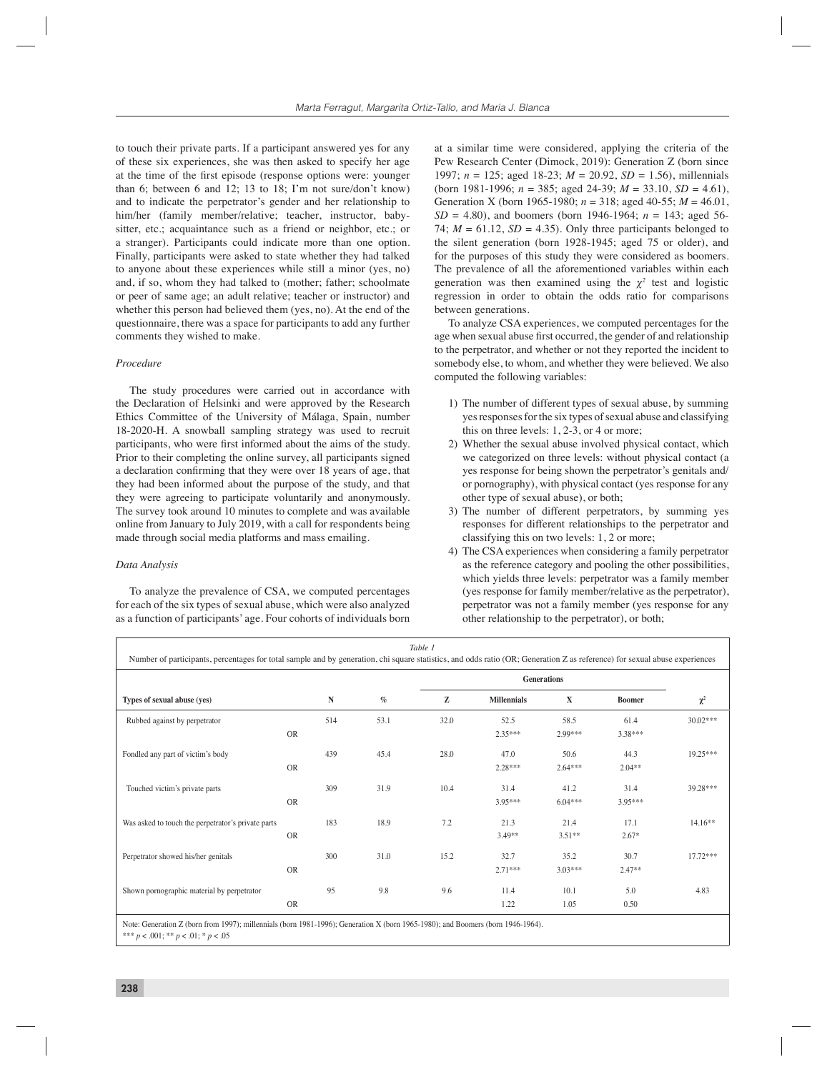to touch their private parts. If a participant answered yes for any of these six experiences, she was then asked to specify her age at the time of the first episode (response options were: younger than 6; between 6 and 12; 13 to 18; I'm not sure/don't know) and to indicate the perpetrator's gender and her relationship to him/her (family member/relative; teacher, instructor, babysitter, etc.; acquaintance such as a friend or neighbor, etc.; or a stranger). Participants could indicate more than one option. Finally, participants were asked to state whether they had talked to anyone about these experiences while still a minor (yes, no) and, if so, whom they had talked to (mother; father; schoolmate or peer of same age; an adult relative; teacher or instructor) and whether this person had believed them (yes, no). At the end of the questionnaire, there was a space for participants to add any further comments they wished to make.

### *Procedure*

The study procedures were carried out in accordance with the Declaration of Helsinki and were approved by the Research Ethics Committee of the University of Málaga, Spain, number 18-2020-H. A snowball sampling strategy was used to recruit participants, who were first informed about the aims of the study. Prior to their completing the online survey, all participants signed a declaration confirming that they were over 18 years of age, that they had been informed about the purpose of the study, and that they were agreeing to participate voluntarily and anonymously. The survey took around 10 minutes to complete and was available online from January to July 2019, with a call for respondents being made through social media platforms and mass emailing.

### *Data Analysis*

To analyze the prevalence of CSA, we computed percentages for each of the six types of sexual abuse, which were also analyzed as a function of participants' age. Four cohorts of individuals born at a similar time were considered, applying the criteria of the Pew Research Center (Dimock, 2019): Generation Z (born since 1997; $n$ = 125; aged 18-23; $M$ = 20.92, $SD$ = 1.56), millennials (born 1981-1996; $n$ = 385; aged 24-39; $M$ = 33.10, $SD$ = 4.61), Generation X (born 1965-1980; $n$ = 318; aged 40-55; $M$ = 46.01, $SD$ = 4.80), and boomers (born 1946-1964; $n$ = 143; aged 56-74; $M$ = 61.12, $SD$ = 4.35). Only three participants belonged to the silent generation (born 1928-1945; aged 75 or older), and for the purposes of this study they were considered as boomers. The prevalence of all the aforementioned variables within each generation was then examined using the $\chi^2$ test and logistic regression in order to obtain the odds ratio for comparisons between generations.

To analyze CSA experiences, we computed percentages for the age when sexual abuse first occurred, the gender of and relationship to the perpetrator, and whether or not they reported the incident to somebody else, to whom, and whether they were believed. We also computed the following variables:

1) The number of different types of sexual abuse, by summing yes responses for the six types of sexual abuse and classifying this on three levels: 1, 2-3, or 4 or more;
2) Whether the sexual abuse involved physical contact, which we categorized on three levels: without physical contact (a yes response for being shown the perpetrator's genitals and/or pornography), with physical contact (yes response for any other type of sexual abuse), or both;
3) The number of different perpetrators, by summing yes responses for different relationships to the perpetrator and classifying this on two levels: 1, 2 or more;
4) The CSA experiences when considering a family perpetrator as the reference category and pooling the other possibilities, which yields three levels: perpetrator was a family member (yes response for family member/relative as the perpetrator), perpetrator was not a family member (yes response for any other relationship to the perpetrator), or both;

*Table 1*
Number of participants, percentages for total sample and by generation, chi square statistics, and odds ratio (OR; Generation Z as reference) for sexual abuse experiences

| Types of sexual abuse (yes) | | N | % | Generations | | | | $\chi^2$ |
|---|---|---|---|---|---|---|---|---|
| | | | | Z | Millennials | X | Boomer | |
| Rubbed against by perpetrator | | 514 | 53.1 | 32.0 | 52.5 | 58.5 | 61.4 | 30.02*** |
| | OR | | | | 2.35*** | 2.99*** | 3.38*** | |
| Fondled any part of victim's body | | 439 | 45.4 | 28.0 | 47.0 | 50.6 | 44.3 | 19.25*** |
| | OR | | | | 2.28*** | 2.64*** | 2.04** | |
| Touched victim's private parts | | 309 | 31.9 | 10.4 | 31.4 | 41.2 | 31.4 | 39.28*** |
| | OR | | | | 3.95*** | 6.04*** | 3.95*** | |
| Was asked to touch the perpetrator's private parts | | 183 | 18.9 | 7.2 | 21.3 | 21.4 | 17.1 | 14.16** |
| | OR | | | | 3.49** | 3.51** | 2.67* | |
| Perpetrator showed his/her genitals | | 300 | 31.0 | 15.2 | 32.7 | 35.2 | 30.7 | 17.72*** |
| | OR | | | | 2.71*** | 3.03*** | 2.47** | |
| Shown pornographic material by perpetrator | | 95 | 9.8 | 9.6 | 11.4 | 10.1 | 5.0 | 4.83 |
| | OR | | | | 1.22 | 1.05 | 0.50 | |

Note: Generation Z (born from 1997); millennials (born 1981-1996); Generation X (born 1965-1980); and Boomers (born 1946-1964).
*** $p$ < .001; ** $p$ < .01; * $p$ < .05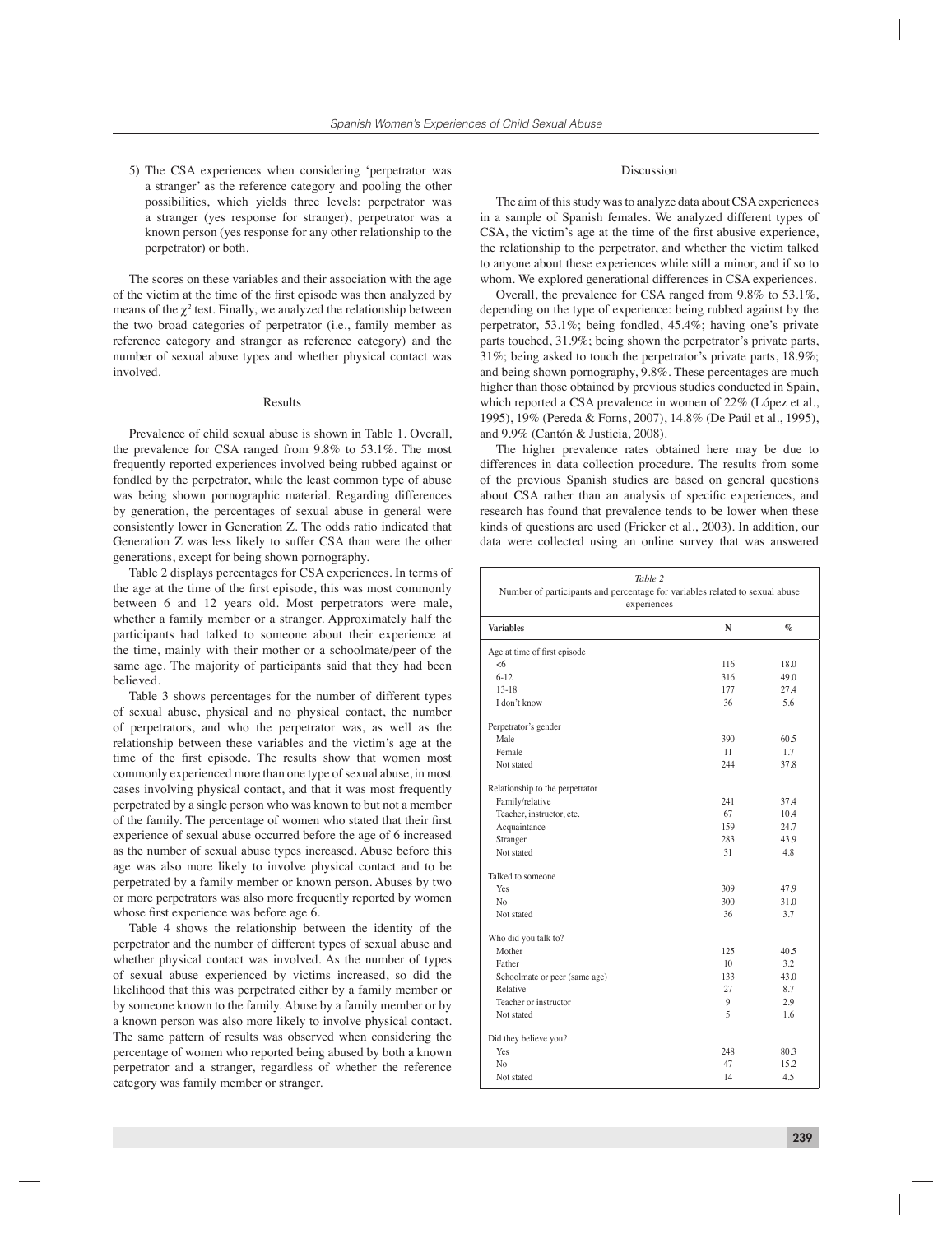5) The CSA experiences when considering 'perpetrator was a stranger' as the reference category and pooling the other possibilities, which yields three levels: perpetrator was a stranger (yes response for stranger), perpetrator was a known person (yes response for any other relationship to the perpetrator) or both.

The scores on these variables and their association with the age of the victim at the time of the first episode was then analyzed by means of the $\chi^2$ test. Finally, we analyzed the relationship between the two broad categories of perpetrator (i.e., family member as reference category and stranger as reference category) and the number of sexual abuse types and whether physical contact was involved.

## Results

Prevalence of child sexual abuse is shown in Table 1. Overall, the prevalence for CSA ranged from 9.8% to 53.1%. The most frequently reported experiences involved being rubbed against or fondled by the perpetrator, while the least common type of abuse was being shown pornographic material. Regarding differences by generation, the percentages of sexual abuse in general were consistently lower in Generation Z. The odds ratio indicated that Generation Z was less likely to suffer CSA than were the other generations, except for being shown pornography.

Table 2 displays percentages for CSA experiences. In terms of the age at the time of the first episode, this was most commonly between 6 and 12 years old. Most perpetrators were male, whether a family member or a stranger. Approximately half the participants had talked to someone about their experience at the time, mainly with their mother or a schoolmate/peer of the same age. The majority of participants said that they had been believed.

Table 3 shows percentages for the number of different types of sexual abuse, physical and no physical contact, the number of perpetrators, and who the perpetrator was, as well as the relationship between these variables and the victim's age at the time of the first episode. The results show that women most commonly experienced more than one type of sexual abuse, in most cases involving physical contact, and that it was most frequently perpetrated by a single person who was known to but not a member of the family. The percentage of women who stated that their first experience of sexual abuse occurred before the age of 6 increased as the number of sexual abuse types increased. Abuse before this age was also more likely to involve physical contact and to be perpetrated by a family member or known person. Abuses by two or more perpetrators was also more frequently reported by women whose first experience was before age 6.

Table 4 shows the relationship between the identity of the perpetrator and the number of different types of sexual abuse and whether physical contact was involved. As the number of types of sexual abuse experienced by victims increased, so did the likelihood that this was perpetrated either by a family member or by someone known to the family. Abuse by a family member or by a known person was also more likely to involve physical contact. The same pattern of results was observed when considering the percentage of women who reported being abused by both a known perpetrator and a stranger, regardless of whether the reference category was family member or stranger.

## Discussion

The aim of this study was to analyze data about CSA experiences in a sample of Spanish females. We analyzed different types of CSA, the victim's age at the time of the first abusive experience, the relationship to the perpetrator, and whether the victim talked to anyone about these experiences while still a minor, and if so to whom. We explored generational differences in CSA experiences.

Overall, the prevalence for CSA ranged from 9.8% to 53.1%, depending on the type of experience: being rubbed against by the perpetrator, 53.1%; being fondled, 45.4%; having one's private parts touched, 31.9%; being shown the perpetrator's private parts, 31%; being asked to touch the perpetrator's private parts, 18.9%; and being shown pornography, 9.8%. These percentages are much higher than those obtained by previous studies conducted in Spain, which reported a CSA prevalence in women of 22% (López et al., 1995), 19% (Pereda & Forns, 2007), 14.8% (De Paúl et al., 1995), and 9.9% (Cantón & Justicia, 2008).

The higher prevalence rates obtained here may be due to differences in data collection procedure. The results from some of the previous Spanish studies are based on general questions about CSA rather than an analysis of specific experiences, and research has found that prevalence tends to be lower when these kinds of questions are used (Fricker et al., 2003). In addition, our data were collected using an online survey that was answered

*Table 2*
Number of participants and percentage for variables related to sexual abuse experiences

| Variables | N | % |
|---|---|---|
| **Age at time of first episode** | | |
| <6 | 116 | 18.0 |
| 6-12 | 316 | 49.0 |
| 13-18 | 177 | 27.4 |
| I don't know | 36 | 5.6 |
| **Perpetrator's gender** | | |
| Male | 390 | 60.5 |
| Female | 11 | 1.7 |
| Not stated | 244 | 37.8 |
| **Relationship to the perpetrator** | | |
| Family/relative | 241 | 37.4 |
| Teacher, instructor, etc. | 67 | 10.4 |
| Acquaintance | 159 | 24.7 |
| Stranger | 283 | 43.9 |
| Not stated | 31 | 4.8 |
| **Talked to someone** | | |
| Yes | 309 | 47.9 |
| No | 300 | 31.0 |
| Not stated | 36 | 3.7 |
| **Who did you talk to?** | | |
| Mother | 125 | 40.5 |
| Father | 10 | 3.2 |
| Schoolmate or peer (same age) | 133 | 43.0 |
| Relative | 27 | 8.7 |
| Teacher or instructor | 9 | 2.9 |
| Not stated | 5 | 1.6 |
| **Did they believe you?** | | |
| Yes | 248 | 80.3 |
| No | 47 | 15.2 |
| Not stated | 14 | 4.5 |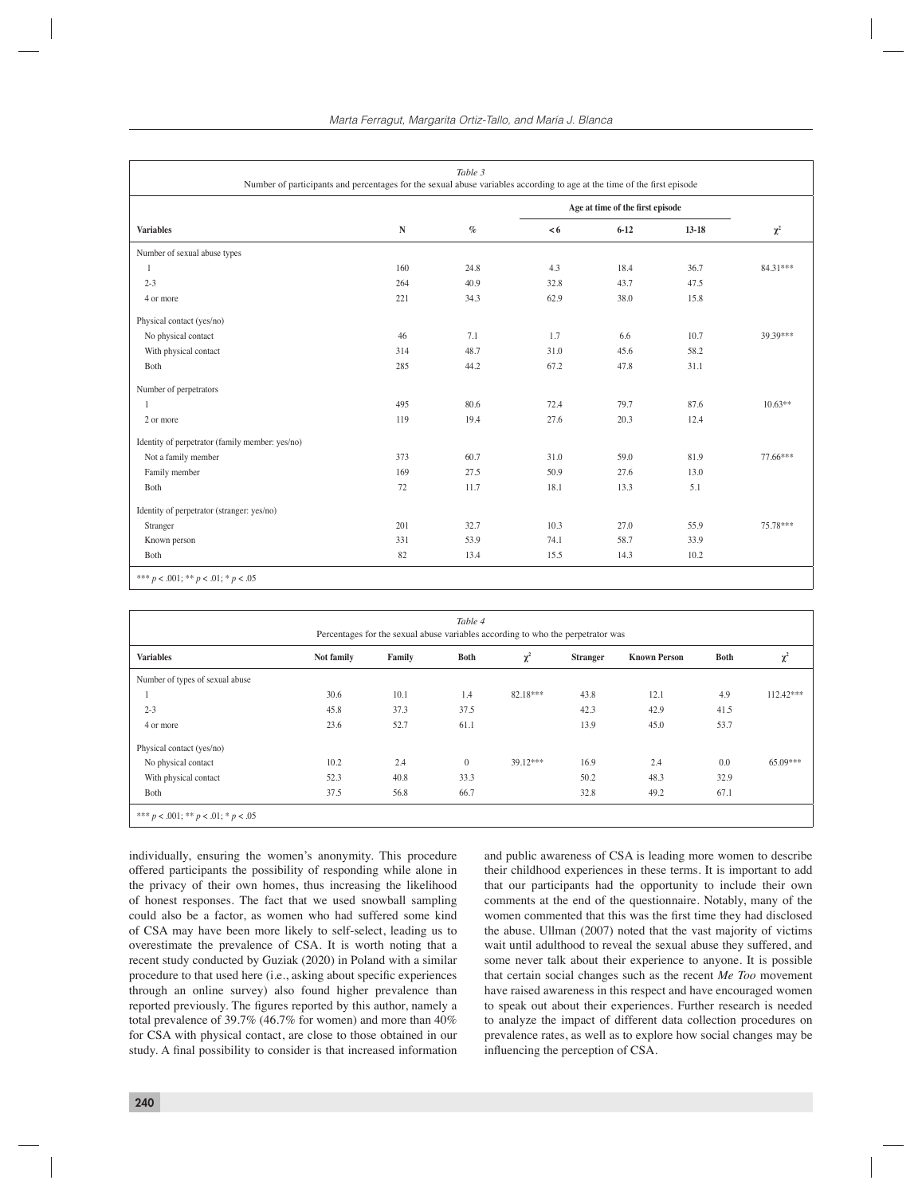*Table 3*
Number of participants and percentages for the sexual abuse variables according to age at the time of the first episode

| Variables | N | % | Age at time of the first episode | | | $\chi^2$ |
|---|---|---|---|---|---|---|
| | | | < 6 | 6-12 | 13-18 | |
| Number of sexual abuse types | | | | | | |
| 1 | 160 | 24.8 | 4.3 | 18.4 | 36.7 | 84.31*** |
| 2-3 | 264 | 40.9 | 32.8 | 43.7 | 47.5 | |
| 4 or more | 221 | 34.3 | 62.9 | 38.0 | 15.8 | |
| Physical contact (yes/no) | | | | | | |
| No physical contact | 46 | 7.1 | 1.7 | 6.6 | 10.7 | 39.39*** |
| With physical contact | 314 | 48.7 | 31.0 | 45.6 | 58.2 | |
| Both | 285 | 44.2 | 67.2 | 47.8 | 31.1 | |
| Number of perpetrators | | | | | | |
| 1 | 495 | 80.6 | 72.4 | 79.7 | 87.6 | 10.63** |
| 2 or more | 119 | 19.4 | 27.6 | 20.3 | 12.4 | |
| Identity of perpetrator (family member: yes/no) | | | | | | |
| Not a family member | 373 | 60.7 | 31.0 | 59.0 | 81.9 | 77.66*** |
| Family member | 169 | 27.5 | 50.9 | 27.6 | 13.0 | |
| Both | 72 | 11.7 | 18.1 | 13.3 | 5.1 | |
| Identity of perpetrator (stranger: yes/no) | | | | | | |
| Stranger | 201 | 32.7 | 10.3 | 27.0 | 55.9 | 75.78*** |
| Known person | 331 | 53.9 | 74.1 | 58.7 | 33.9 | |
| Both | 82 | 13.4 | 15.5 | 14.3 | 10.2 | |

*** $p < .001$; ** $p < .01$; * $p < .05$

*Table 4*
Percentages for the sexual abuse variables according to who the perpetrator was

| Variables | Not family | Family | Both | $\chi^2$ | Stranger | Known Person | Both | $\chi^2$ |
|---|---|---|---|---|---|---|---|---|
| Number of types of sexual abuse | | | | | | | | |
| 1 | 30.6 | 10.1 | 1.4 | 82.18*** | 43.8 | 12.1 | 4.9 | 112.42*** |
| 2-3 | 45.8 | 37.3 | 37.5 | | 42.3 | 42.9 | 41.5 | |
| 4 or more | 23.6 | 52.7 | 61.1 | | 13.9 | 45.0 | 53.7 | |
| Physical contact (yes/no) | | | | | | | | |
| No physical contact | 10.2 | 2.4 | 0 | 39.12*** | 16.9 | 2.4 | 0.0 | 65.09*** |
| With physical contact | 52.3 | 40.8 | 33.3 | | 50.2 | 48.3 | 32.9 | |
| Both | 37.5 | 56.8 | 66.7 | | 32.8 | 49.2 | 67.1 | |

*** $p < .001$; ** $p < .01$; * $p < .05$

individually, ensuring the women's anonymity. This procedure offered participants the possibility of responding while alone in the privacy of their own homes, thus increasing the likelihood of honest responses. The fact that we used snowball sampling could also be a factor, as women who had suffered some kind of CSA may have been more likely to self-select, leading us to overestimate the prevalence of CSA. It is worth noting that a recent study conducted by Guziak (2020) in Poland with a similar procedure to that used here (i.e., asking about specific experiences through an online survey) also found higher prevalence than reported previously. The figures reported by this author, namely a total prevalence of 39.7% (46.7% for women) and more than 40% for CSA with physical contact, are close to those obtained in our study. A final possibility to consider is that increased information and public awareness of CSA is leading more women to describe their childhood experiences in these terms. It is important to add that our participants had the opportunity to include their own comments at the end of the questionnaire. Notably, many of the women commented that this was the first time they had disclosed the abuse. Ullman (2007) noted that the vast majority of victims wait until adulthood to reveal the sexual abuse they suffered, and some never talk about their experience to anyone. It is possible that certain social changes such as the recent *Me Too* movement have raised awareness in this respect and have encouraged women to speak out about their experiences. Further research is needed to analyze the impact of different data collection procedures on prevalence rates, as well as to explore how social changes may be influencing the perception of CSA.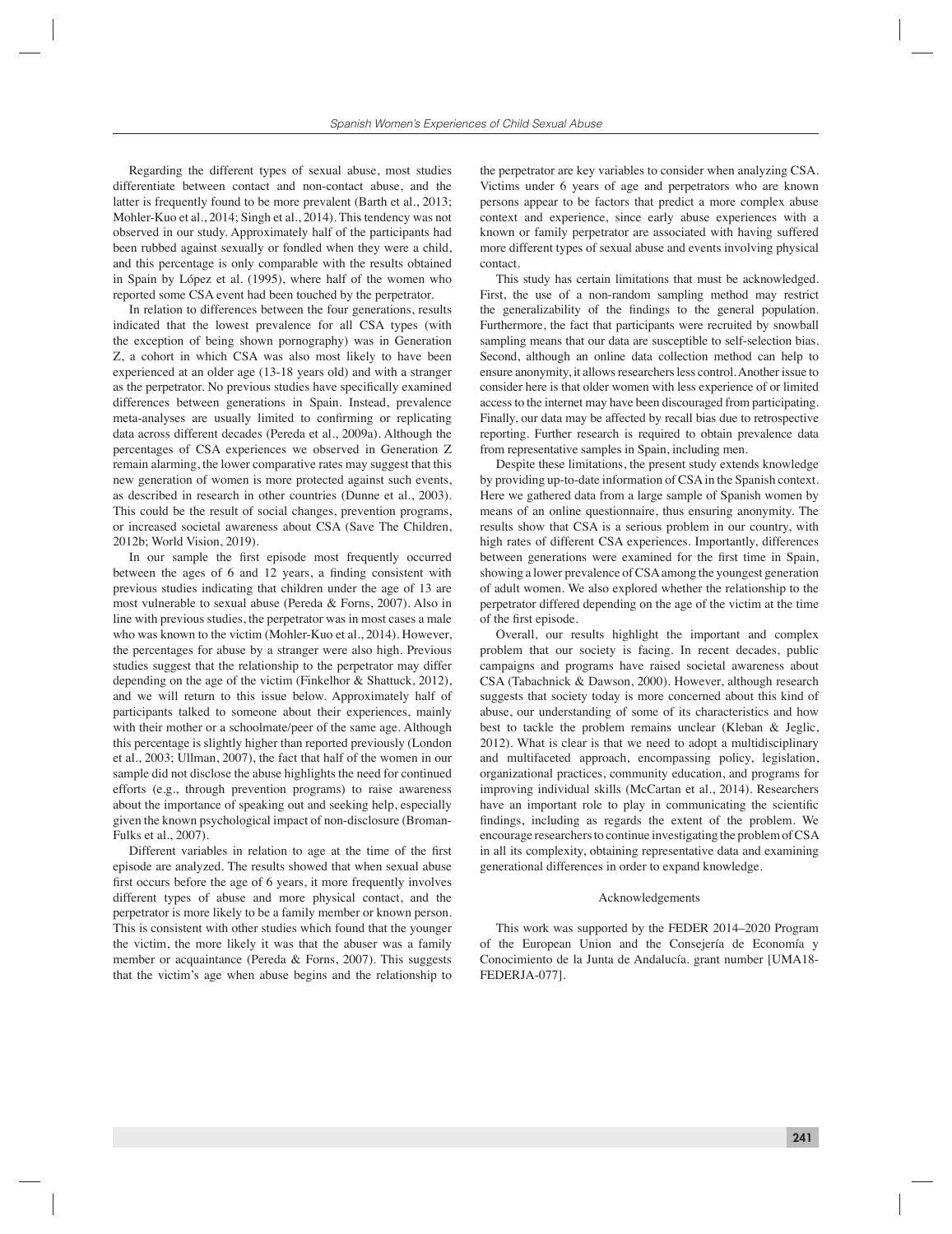Regarding the different types of sexual abuse, most studies differentiate between contact and non-contact abuse, and the latter is frequently found to be more prevalent (Barth et al., 2013; Mohler-Kuo et al., 2014; Singh et al., 2014). This tendency was not observed in our study. Approximately half of the participants had been rubbed against sexually or fondled when they were a child, and this percentage is only comparable with the results obtained in Spain by López et al. (1995), where half of the women who reported some CSA event had been touched by the perpetrator.

In relation to differences between the four generations, results indicated that the lowest prevalence for all CSA types (with the exception of being shown pornography) was in Generation Z, a cohort in which CSA was also most likely to have been experienced at an older age (13-18 years old) and with a stranger as the perpetrator. No previous studies have specifically examined differences between generations in Spain. Instead, prevalence meta-analyses are usually limited to confirming or replicating data across different decades (Pereda et al., 2009a). Although the percentages of CSA experiences we observed in Generation Z remain alarming, the lower comparative rates may suggest that this new generation of women is more protected against such events, as described in research in other countries (Dunne et al., 2003). This could be the result of social changes, prevention programs, or increased societal awareness about CSA (Save The Children, 2012b; World Vision, 2019).

In our sample the first episode most frequently occurred between the ages of 6 and 12 years, a finding consistent with previous studies indicating that children under the age of 13 are most vulnerable to sexual abuse (Pereda & Forns, 2007). Also in line with previous studies, the perpetrator was in most cases a male who was known to the victim (Mohler-Kuo et al., 2014). However, the percentages for abuse by a stranger were also high. Previous studies suggest that the relationship to the perpetrator may differ depending on the age of the victim (Finkelhor & Shattuck, 2012), and we will return to this issue below. Approximately half of participants talked to someone about their experiences, mainly with their mother or a schoolmate/peer of the same age. Although this percentage is slightly higher than reported previously (London et al., 2003; Ullman, 2007), the fact that half of the women in our sample did not disclose the abuse highlights the need for continued efforts (e.g., through prevention programs) to raise awareness about the importance of speaking out and seeking help, especially given the known psychological impact of non-disclosure (Broman-Fulks et al., 2007).

Different variables in relation to age at the time of the first episode are analyzed. The results showed that when sexual abuse first occurs before the age of 6 years, it more frequently involves different types of abuse and more physical contact, and the perpetrator is more likely to be a family member or known person. This is consistent with other studies which found that the younger the victim, the more likely it was that the abuser was a family member or acquaintance (Pereda & Forns, 2007). This suggests that the victim's age when abuse begins and the relationship to the perpetrator are key variables to consider when analyzing CSA. Victims under 6 years of age and perpetrators who are known persons appear to be factors that predict a more complex abuse context and experience, since early abuse experiences with a known or family perpetrator are associated with having suffered more different types of sexual abuse and events involving physical contact.

This study has certain limitations that must be acknowledged. First, the use of a non-random sampling method may restrict the generalizability of the findings to the general population. Furthermore, the fact that participants were recruited by snowball sampling means that our data are susceptible to self-selection bias. Second, although an online data collection method can help to ensure anonymity, it allows researchers less control. Another issue to consider here is that older women with less experience of or limited access to the internet may have been discouraged from participating. Finally, our data may be affected by recall bias due to retrospective reporting. Further research is required to obtain prevalence data from representative samples in Spain, including men.

Despite these limitations, the present study extends knowledge by providing up-to-date information of CSA in the Spanish context. Here we gathered data from a large sample of Spanish women by means of an online questionnaire, thus ensuring anonymity. The results show that CSA is a serious problem in our country, with high rates of different CSA experiences. Importantly, differences between generations were examined for the first time in Spain, showing a lower prevalence of CSA among the youngest generation of adult women. We also explored whether the relationship to the perpetrator differed depending on the age of the victim at the time of the first episode.

Overall, our results highlight the important and complex problem that our society is facing. In recent decades, public campaigns and programs have raised societal awareness about CSA (Tabachnick & Dawson, 2000). However, although research suggests that society today is more concerned about this kind of abuse, our understanding of some of its characteristics and how best to tackle the problem remains unclear (Kleban & Jeglic, 2012). What is clear is that we need to adopt a multidisciplinary and multifaceted approach, encompassing policy, legislation, organizational practices, community education, and programs for improving individual skills (McCartan et al., 2014). Researchers have an important role to play in communicating the scientific findings, including as regards the extent of the problem. We encourage researchers to continue investigating the problem of CSA in all its complexity, obtaining representative data and examining generational differences in order to expand knowledge.

## Acknowledgements

This work was supported by the FEDER 2014–2020 Program of the European Union and the Consejería de Economía y Conocimiento de la Junta de Andalucía. grant number [UMA18-FEDERJA-077].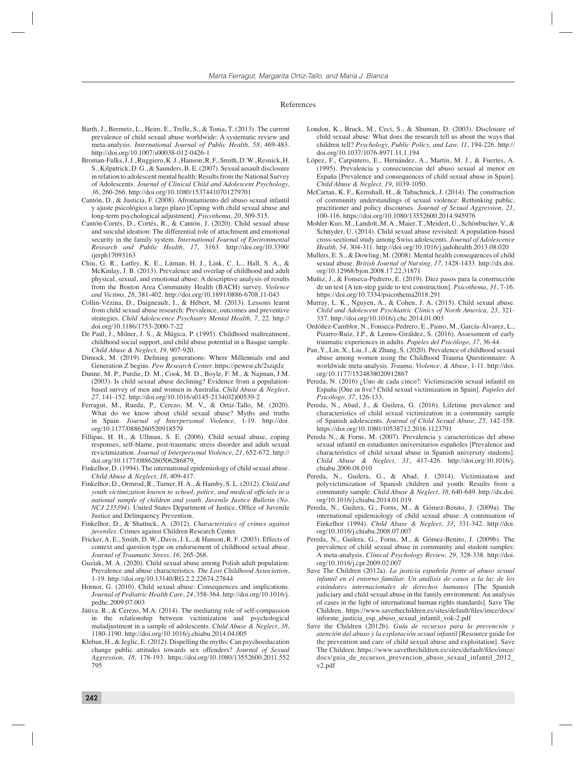## References

Barth, J., Bermetz, L., Heim, E., Trelle, S., & Tonia, T. (2013). The current prevalence of child sexual abuse worldwide: A systematic review and meta-analysis. *International Journal of Public Health, 58*, 469-483. http://doi.org/10.1007/s00038-012-0426-1

Broman-Fulks, J. J., Ruggiero, K. J., Hanson, R. F., Smith, D. W., Resnick, H. S., Kilpatrick, D. G., & Saunders, B. E. (2007). Sexual assault disclosure in relation to adolescent mental health: Results from the National Survey of Adolescents. *Journal of Clinical Child and Adolescent Psychology, 36*, 260-266. http://doi.org/10.1080/15374410701279701

Cantón, D., & Justicia, F. (2008). Afrontamiento del abuso sexual infantil y ajuste psicológico a largo plazo [Coping with child sexual abuse and long-term psychological adjustment]. *Psicothema, 20*, 509-515.

Cantón-Cortés, D., Cortés, R., & Cantón, J. (2020). Child sexual abuse and suicidal ideation: The differential role of attachment and emotional security in the family system. *International Journal of Environmental Research and Public Health, 17*, 3163. http://doi.org/10.3390/ijerph17093163

Chiu, G. R., Lutfey, K. E., Litman, H. J., Link, C. L., Hall, S. A., & McKinlay, J. B. (2013). Prevalence and overlap of childhood and adult physical, sexual, and emotional abuse: A descriptive analysis of results from the Boston Area Community Health (BACH) survey. *Violence and Victims, 28*, 381-402. http://doi.org/10.1891/0886-6708.11-043

Collin-Vézina, D., Daigneault, I., & Hébert, M. (2013). Lessons learnt from child sexual abuse research: Prevalence, outcomes and preventive strategies. *Child Adolescence Psychiatry Mental Health, 7*, 22. http://doi.org/10.1186/1753-2000-7-22

De Paúl, J., Milner, J. S., & Múgica, P. (1995). Childhood maltreatment, childhood social support, and child abuse potential in a Basque sample. *Child Abuse & Neglect, 19*, 907-920.

Dimock, M. (2019). Defining generations: Where Millennials end and Generation Z begins. *Pew Research Center.* https://pewrsr.ch/2szqtJz

Dunne, M. P., Purdie, D. M., Cook, M. D., Boyle, F. M., & Najman, J.M. (2003). Is child sexual abuse declining? Evidence from a population-based survey of men and women in Australia. *Child Abuse & Neglect, 27*, 141-152. http://doi.org/10.1016/s0145-2134(02)00539-2

Ferragut, M., Rueda, P., Cerezo, M. V., & Ortiz-Tallo, M. (2020). What do we know about child sexual abuse? Myths and truths in Spain. *Journal of Interpersonal Violence*, 1-19. http://doi.org/10.1177/0886260520918579

Fillipas, H. H., & Ullman, S. E. (2006). Child sexual abuse, coping responses, self-blame, post-traumatic stress disorder and adult sexual revictimization. *Journal of Interpersonal Violence, 21*, 652-672. http://doi.org/10.1177/0886260506286879

Finkelhor, D. (1994). The international epidemiology of child sexual abuse. *Child Abuse & Neglect, 18*, 409-417.

Finkelhor, D., Ormrod, R., Turner, H. A., & Hamby, S. L. (2012). *Child and youth victimization known to school, police, and medical officials in a national sample of children and youth. Juvenile Justice Bulletin (No. NCJ 235394)*. United States Department of Justice, Office of Juvenile Justice and Delinquency Prevention.

Finkelhor, D., & Shattuck, A. (2012). *Characteristics of crimes against juveniles*. Crimes against Children Research Center.

Fricker, A. E., Smith, D. W., Davis, J. L., & Hanson, R. F. (2003). Effects of context and question type on endorsement of childhood sexual abuse. *Journal of Traumatic Stress, 16*, 265-268.

Guziak, M. A. (2020). Child sexual abuse among Polish adult population: Prevalence and abuse characteristics. *The Lost Childhood Association*, 1-19. http://doi.org/10.13140/RG.2.2.22674.27844

Hornor, G. (2010). Child sexual abuse: Consequences and implications. *Journal of Pediatric Health Care, 24*, 358-364. http://doi.org/10.1016/j.pedhc.2009.07.003

Játiva, R., & Cerezo, M.A. (2014). The mediating role of self-compassion in the relationship between victimization and psychological maladjustment in a sample of adolescents. *Child Abuse & Neglect, 38*, 1180-1190. http://doi.org/10.1016/j.chiabu.2014.04.005

Kleban, H., & Jeglic, E. (2012). Dispelling the myths: Can psychoeducation change public attitudes towards sex offenders? *Journal of Sexual Aggression, 18*, 178-193. https://doi.org/10.1080/13552600.2011.552795

London, K., Bruck, M., Ceci, S., & Shuman, D. (2003). Disclosure of child sexual abuse: What does the research tell us about the ways that children tell? *Psychology, Public Policy, and Law, 11*, 194-226. http://doi.org/10.1037/1076-8971.11.1.194

López, F., Carpintero, E., Hernández, A., Martín, M. J., & Fuertes, A. (1995). Prevalencia y consecuencias del abuso sexual al menor en España [Prevalence and consequences of child sexual abuse in Spain]. *Child Abuse & Neglect, 19*, 1039-1050.

McCartan, K. F., Kemshall, H., & Tabachnick, J. (2014). The construction of community understandings of sexual violence: Rethinking public, practitioner and policy discourses. *Journal of Sexual Aggression, 21*, 100-116. https://doi.org/10.1080/13552600.2014.945976

Mohler-Kuo, M., Landolt, M. A., Maier, T., Meidert, U., Schönbucher, V., & Schnyder, U. (2014). Child sexual abuse revisited: A population-based cross-sectional study among Swiss adolescents. *Journal of Adolescence Health, 54*, 304-311. http://doi.org/10.1016/j.jadohealth.2013.08.020

Mullers, E. S., & Dowling, M. (2008). Mental health consequences of child sexual abuse. *British Journal of Nursing, 17*, 1428-1433. http://dx.doi.org/10.12968/bjon.2008.17.22.31871

Muñiz, J., & Fonseca-Pedrero, E. (2019). Diez pasos para la construcción de un test [A ten-step guide to test construction]. *Psicothema, 31*, 7-16. https://doi.org/10.7334/psicothema2018.291

Murray, L. K., Nguyen, A., & Cohen, J. A. (2015). Child sexual abuse. *Child and Adolescent Psychiatric Clinics of North America, 23*, 321-337. http://doi.org/10.1016/j.chc.2014.01.003

Ordóñez-Camblor, N., Fonseca-Pedrero, E., Paino, M., García-Álvarez, L., Pizarro-Ruiz, J.P., & Lemos-Giráldez, S. (2016). Assessment of early traumatic experiences in adults. *Papeles del Psicólogo, 37*, 36-44.

Pan, Y., Lin, X., Liu, J., & Zhang, S. (2020). Prevalence of childhood sexual abuse among women using the Childhood Trauma Questionnaire: A worldwide meta-analysis. *Trauma, Violence, & Abuse,* 1-11. http://doi.org/10.1177/1524838020912867

Pereda, N. (2016) ¿Uno de cada cinco?: Victimización sexual infantil en España [One in five? Child sexual victimization in Spain]. *Papeles del Psicólogo, 37*, 126-133.

Pereda, N., Abad, J., & Guilera, G. (2016). Lifetime prevalence and characteristics of child sexual victimization in a community sample of Spanish adolescents. *Journal of Child Sexual Abuse, 25*, 142-158. https://doi.org/10.1080/10538712.2016.1123791

Pereda N., & Forns, M. (2007). Prevalencia y características del abuso sexual infantil en estudiantes universitarios españoles [Prevalence and characteristics of child sexual abuse in Spanish university students]. *Child Abuse & Neglect, 31*, 417-426. http://doi.org/10.1016/j.chiabu.2006.08.010

Pereda, N., Guilera, G., & Abad, J. (2014). Victimization and polyvictimization of Spanish children and youth: Results from a community sample. *Child Abuse & Neglect, 38*, 640-649. http://dx.doi.org/10.1016/j.chiabu.2014.01.019

Pereda, N., Guilera, G., Forns, M., & Gómez-Benito, J. (2009a). The international epidemiology of child sexual abuse: A continuation of Finkelhor (1994). *Child Abuse & Neglect, 33*, 331-342. http://doi.org/10.1016/j.chiabu.2008.07.007

Pereda, N., Guilera, G., Forns, M., & Gómez-Benito, J. (2009b). The prevalence of child sexual abuse in community and student samples: A meta-analysis. *Clinical Psychology Review, 29*, 328-338. http://doi.org/10.1016/j.cpr.2009.02.007

Save The Children (2012a). *La justicia española frente al abuso sexual infantil en el entorno familiar. Un análisis de casos a la luz de los estándares internacionales de derechos humanos* [The Spanish judiciary and child sexual abuse in the family environment: An analysis of cases in the light of international human rights standards]. Save The Children. https://www.savethechildren.es/sites/default/files/imce/docs/informe_justicia_esp_abuso_sexual_infantil_vok-2.pdf

Save The Children (2012b). *Guía de recursos para la prevención y atención del abuso y la explotación sexual infantil* [Resource guide for the prevention and care of child sexual abuse and exploitation]. Save The Children. https://www.savethechildren.es/sites/default/files/imce/docs/guia_de_recursos_prevencion_abuso_sexual_infantil_2012_v2.pdf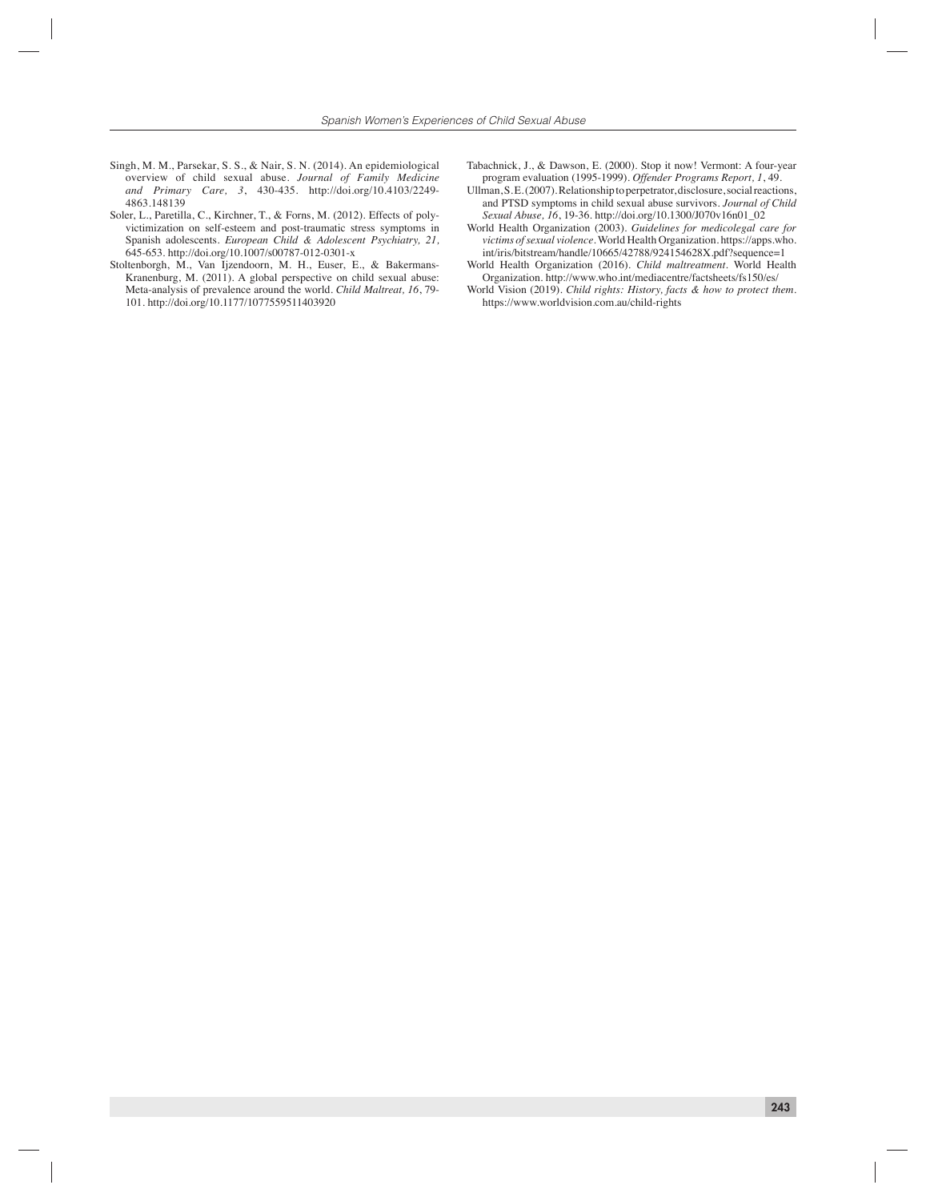Singh, M. M., Parsekar, S. S., & Nair, S. N. (2014). An epidemiological overview of child sexual abuse. *Journal of Family Medicine and Primary Care, 3*, 430-435. http://doi.org/10.4103/2249-4863.148139

Soler, L., Paretilla, C., Kirchner, T., & Forns, M. (2012). Effects of poly-victimization on self-esteem and post-traumatic stress symptoms in Spanish adolescents. *European Child & Adolescent Psychiatry, 21,* 645-653. http://doi.org/10.1007/s00787-012-0301-x

Stoltenborgh, M., Van Ijzendoorn, M. H., Euser, E., & Bakermans-Kranenburg, M. (2011). A global perspective on child sexual abuse: Meta-analysis of prevalence around the world. *Child Maltreat, 16*, 79-101. http://doi.org/10.1177/1077559511403920

Tabachnick, J., & Dawson, E. (2000). Stop it now! Vermont: A four-year program evaluation (1995-1999). *Offender Programs Report, 1*, 49.

Ullman, S. E. (2007). Relationship to perpetrator, disclosure, social reactions, and PTSD symptoms in child sexual abuse survivors. *Journal of Child Sexual Abuse, 16*, 19-36. http://doi.org/10.1300/J070v16n01_02

World Health Organization (2003). *Guidelines for medicolegal care for victims of sexual violence*. World Health Organization. https://apps.who.int/iris/bitstream/handle/10665/42788/924154628X.pdf?sequence=1

World Health Organization (2016). *Child maltreatment*. World Health Organization. http://www.who.int/mediacentre/factsheets/fs150/es/

World Vision (2019). *Child rights: History, facts & how to protect them*. https://www.worldvision.com.au/child-rights